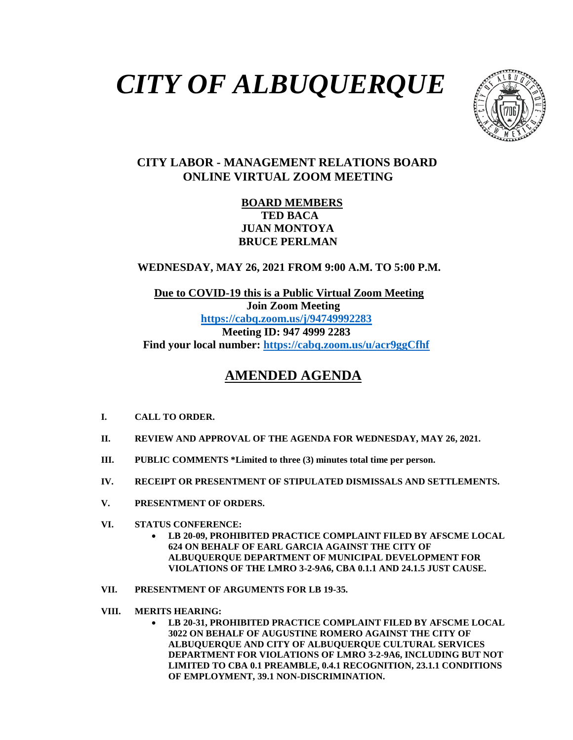# *CITY OF ALBUQUERQUE*

## CITY LABOR - MANAGEMENT RELATIONS BOARD
## ONLINE VIRTUAL ZOOM MEETING

**BOARD MEMBERS**
**TED BACA**
**JUAN MONTOYA**
**BRUCE PERLMAN**

**WEDNESDAY, MAY 26, 2021 FROM 9:00 A.M. TO 5:00 P.M.**

**Due to COVID-19 this is a Public Virtual Zoom Meeting**
**Join Zoom Meeting**
**https://cabq.zoom.us/j/94749992283**
**Meeting ID: 947 4999 2283**
**Find your local number: https://cabq.zoom.us/u/acr9ggCfhf**

## AMENDED AGENDA

**I. CALL TO ORDER.**

**II. REVIEW AND APPROVAL OF THE AGENDA FOR WEDNESDAY, MAY 26, 2021.**

**III. PUBLIC COMMENTS *Limited to three (3) minutes total time per person.**

**IV. RECEIPT OR PRESENTMENT OF STIPULATED DISMISSALS AND SETTLEMENTS.**

**V. PRESENTMENT OF ORDERS.**

**VI. STATUS CONFERENCE:**

- **LB 20-09, PROHIBITED PRACTICE COMPLAINT FILED BY AFSCME LOCAL 624 ON BEHALF OF EARL GARCIA AGAINST THE CITY OF ALBUQUERQUE DEPARTMENT OF MUNICIPAL DEVELOPMENT FOR VIOLATIONS OF THE LMRO 3-2-9A6, CBA 0.1.1 AND 24.1.5 JUST CAUSE.**

**VII. PRESENTMENT OF ARGUMENTS FOR LB 19-35.**

**VIII. MERITS HEARING:**

- **LB 20-31, PROHIBITED PRACTICE COMPLAINT FILED BY AFSCME LOCAL 3022 ON BEHALF OF AUGUSTINE ROMERO AGAINST THE CITY OF ALBUQUERQUE AND CITY OF ALBUQUERQUE CULTURAL SERVICES DEPARTMENT FOR VIOLATIONS OF LMRO 3-2-9A6, INCLUDING BUT NOT LIMITED TO CBA 0.1 PREAMBLE, 0.4.1 RECOGNITION, 23.1.1 CONDITIONS OF EMPLOYMENT, 39.1 NON-DISCRIMINATION.**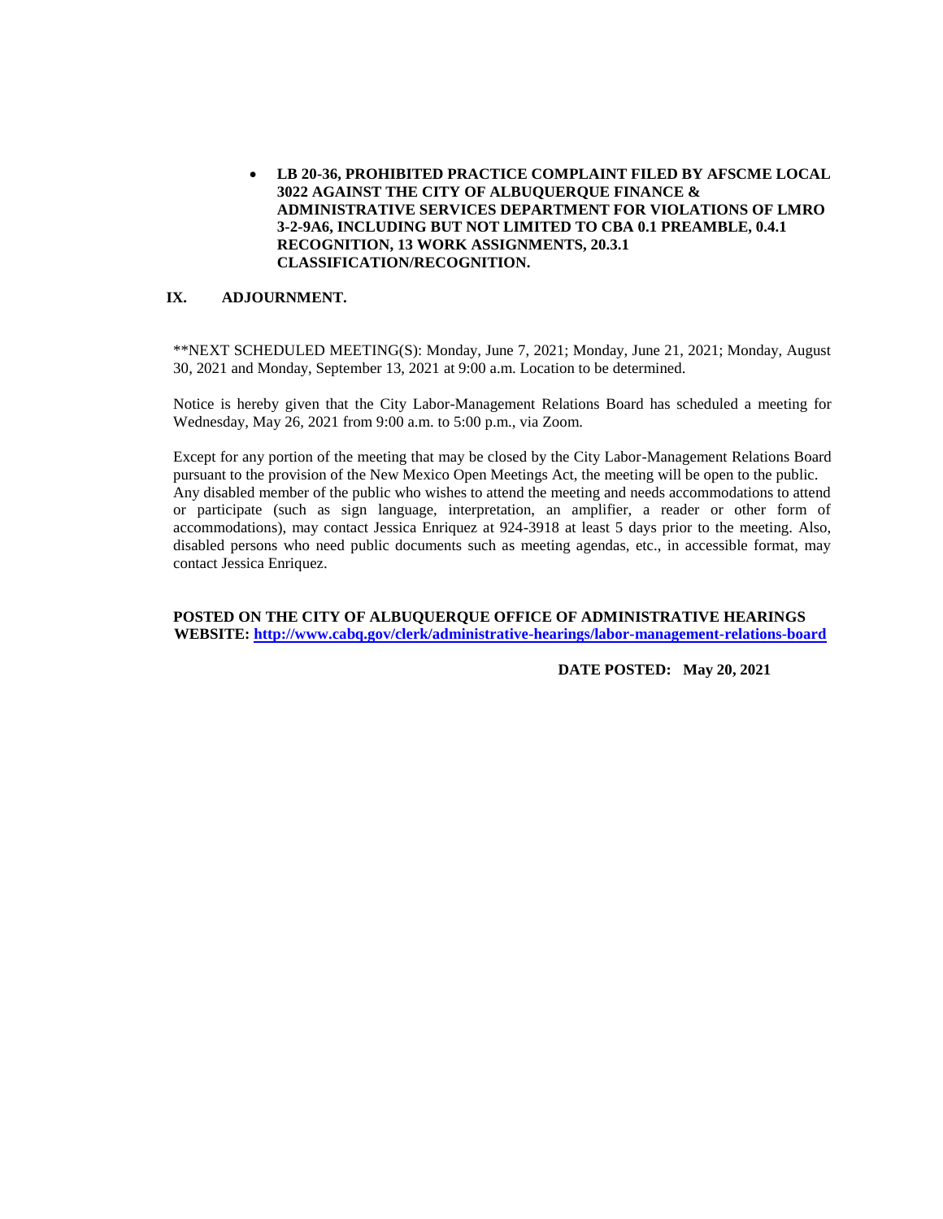- **LB 20-36, PROHIBITED PRACTICE COMPLAINT FILED BY AFSCME LOCAL 3022 AGAINST THE CITY OF ALBUQUERQUE FINANCE & ADMINISTRATIVE SERVICES DEPARTMENT FOR VIOLATIONS OF LMRO 3-2-9A6, INCLUDING BUT NOT LIMITED TO CBA 0.1 PREAMBLE, 0.4.1 RECOGNITION, 13 WORK ASSIGNMENTS, 20.3.1 CLASSIFICATION/RECOGNITION.**

**IX. ADJOURNMENT.**

**NEXT SCHEDULED MEETING(S): Monday, June 7, 2021; Monday, June 21, 2021; Monday, August 30, 2021 and Monday, September 13, 2021 at 9:00 a.m. Location to be determined.

Notice is hereby given that the City Labor-Management Relations Board has scheduled a meeting for Wednesday, May 26, 2021 from 9:00 a.m. to 5:00 p.m., via Zoom.

Except for any portion of the meeting that may be closed by the City Labor-Management Relations Board pursuant to the provision of the New Mexico Open Meetings Act, the meeting will be open to the public. Any disabled member of the public who wishes to attend the meeting and needs accommodations to attend or participate (such as sign language, interpretation, an amplifier, a reader or other form of accommodations), may contact Jessica Enriquez at 924-3918 at least 5 days prior to the meeting. Also, disabled persons who need public documents such as meeting agendas, etc., in accessible format, may contact Jessica Enriquez.

**POSTED ON THE CITY OF ALBUQUERQUE OFFICE OF ADMINISTRATIVE HEARINGS WEBSITE: http://www.cabq.gov/clerk/administrative-hearings/labor-management-relations-board**

**DATE POSTED: May 20, 2021**